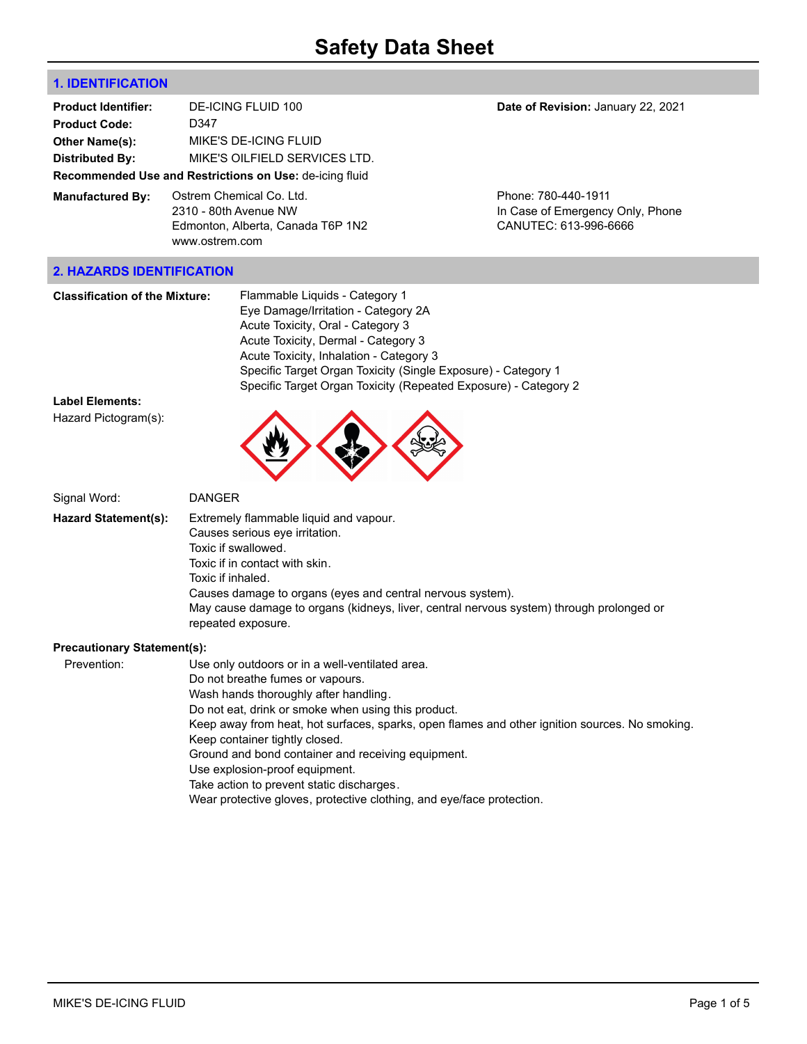# Safety Data Sheet

## 1. IDENTIFICATION

**Product Identifier:** DE-ICING FLUID 100

**Date of Revision:** January 22, 2021

**Product Code:** D347

**Other Name(s):** MIKE'S DE-ICING FLUID

**Distributed By:** MIKE'S OILFIELD SERVICES LTD.

**Recommended Use and Restrictions on Use:** de-icing fluid

**Manufactured By:** Ostrem Chemical Co. Ltd.
2310 - 80th Avenue NW
Edmonton, Alberta, Canada T6P 1N2
www.ostrem.com

Phone: 780-440-1911
In Case of Emergency Only, Phone
CANUTEC: 613-996-6666

## 2. HAZARDS IDENTIFICATION

**Classification of the Mixture:**
Flammable Liquids - Category 1
Eye Damage/Irritation - Category 2A
Acute Toxicity, Oral - Category 3
Acute Toxicity, Dermal - Category 3
Acute Toxicity, Inhalation - Category 3
Specific Target Organ Toxicity (Single Exposure) - Category 1
Specific Target Organ Toxicity (Repeated Exposure) - Category 2

**Label Elements:**

Hazard Pictogram(s):

Signal Word: DANGER

**Hazard Statement(s):**
Extremely flammable liquid and vapour.
Causes serious eye irritation.
Toxic if swallowed.
Toxic if in contact with skin.
Toxic if inhaled.
Causes damage to organs (eyes and central nervous system).
May cause damage to organs (kidneys, liver, central nervous system) through prolonged or repeated exposure.

**Precautionary Statement(s):**

Prevention:
Use only outdoors or in a well-ventilated area.
Do not breathe fumes or vapours.
Wash hands thoroughly after handling.
Do not eat, drink or smoke when using this product.
Keep away from heat, hot surfaces, sparks, open flames and other ignition sources. No smoking.
Keep container tightly closed.
Ground and bond container and receiving equipment.
Use explosion-proof equipment.
Take action to prevent static discharges.
Wear protective gloves, protective clothing, and eye/face protection.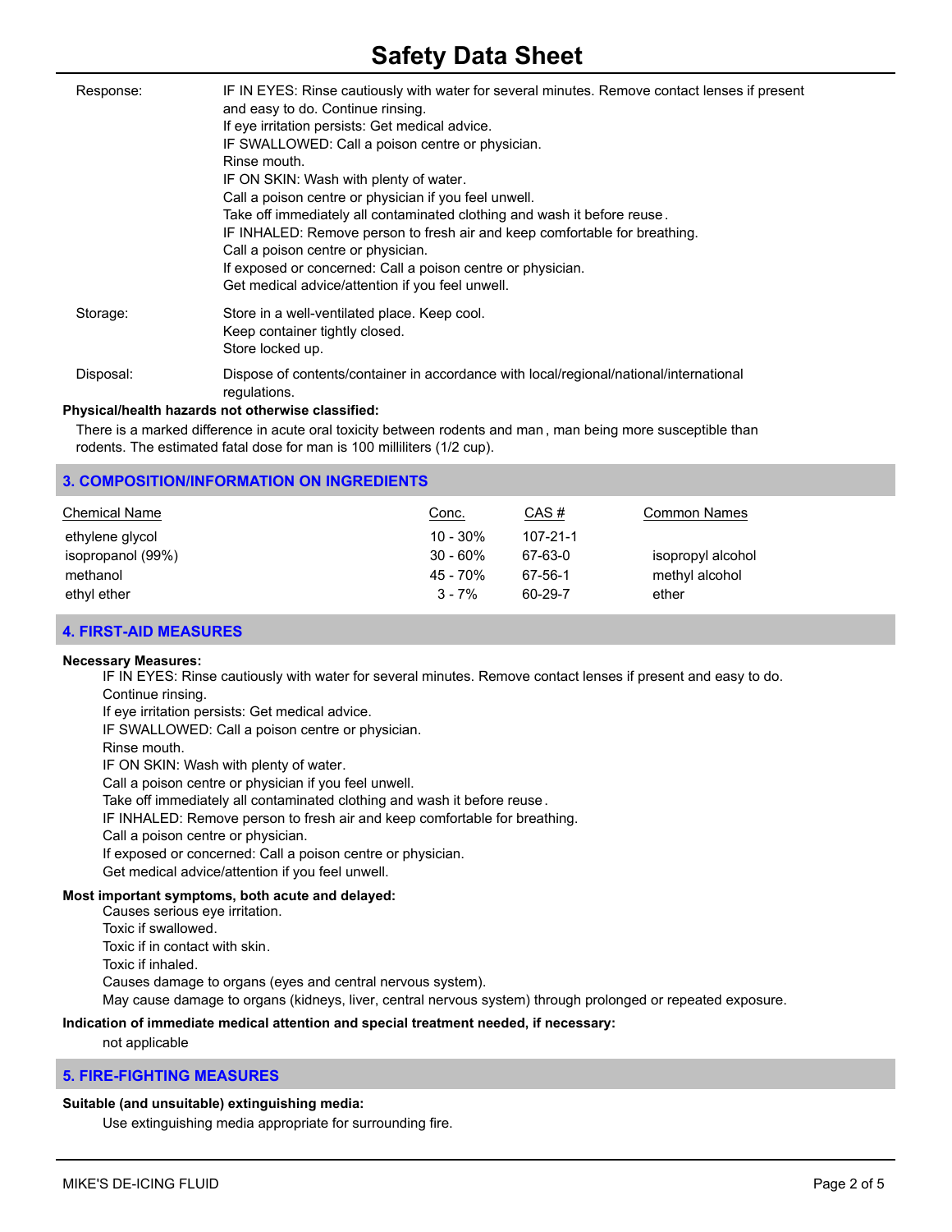| | |
|---|---|
| Response: | IF IN EYES: Rinse cautiously with water for several minutes. Remove contact lenses if present and easy to do. Continue rinsing.<br>If eye irritation persists: Get medical advice.<br>IF SWALLOWED: Call a poison centre or physician.<br>Rinse mouth.<br>IF ON SKIN: Wash with plenty of water.<br>Call a poison centre or physician if you feel unwell.<br>Take off immediately all contaminated clothing and wash it before reuse.<br>IF INHALED: Remove person to fresh air and keep comfortable for breathing.<br>Call a poison centre or physician.<br>If exposed or concerned: Call a poison centre or physician.<br>Get medical advice/attention if you feel unwell. |
| Storage: | Store in a well-ventilated place. Keep cool.<br>Keep container tightly closed.<br>Store locked up. |
| Disposal: | Dispose of contents/container in accordance with local/regional/national/international regulations. |

**Physical/health hazards not otherwise classified:**

There is a marked difference in acute oral toxicity between rodents and man, man being more susceptible than rodents. The estimated fatal dose for man is 100 milliliters (1/2 cup).

## 3. COMPOSITION/INFORMATION ON INGREDIENTS

| Chemical Name | Conc. | CAS # | Common Names |
|---|---|---|---|
| ethylene glycol | 10 - 30% | 107-21-1 | |
| isopropanol (99%) | 30 - 60% | 67-63-0 | isopropyl alcohol |
| methanol | 45 - 70% | 67-56-1 | methyl alcohol |
| ethyl ether | 3 - 7% | 60-29-7 | ether |

## 4. FIRST-AID MEASURES

**Necessary Measures:**

IF IN EYES: Rinse cautiously with water for several minutes. Remove contact lenses if present and easy to do.
Continue rinsing.
If eye irritation persists: Get medical advice.
IF SWALLOWED: Call a poison centre or physician.
Rinse mouth.
IF ON SKIN: Wash with plenty of water.
Call a poison centre or physician if you feel unwell.
Take off immediately all contaminated clothing and wash it before reuse.
IF INHALED: Remove person to fresh air and keep comfortable for breathing.
Call a poison centre or physician.
If exposed or concerned: Call a poison centre or physician.
Get medical advice/attention if you feel unwell.

**Most important symptoms, both acute and delayed:**

Causes serious eye irritation.
Toxic if swallowed.
Toxic if in contact with skin.
Toxic if inhaled.
Causes damage to organs (eyes and central nervous system).
May cause damage to organs (kidneys, liver, central nervous system) through prolonged or repeated exposure.

**Indication of immediate medical attention and special treatment needed, if necessary:**

not applicable

## 5. FIRE-FIGHTING MEASURES

**Suitable (and unsuitable) extinguishing media:**

Use extinguishing media appropriate for surrounding fire.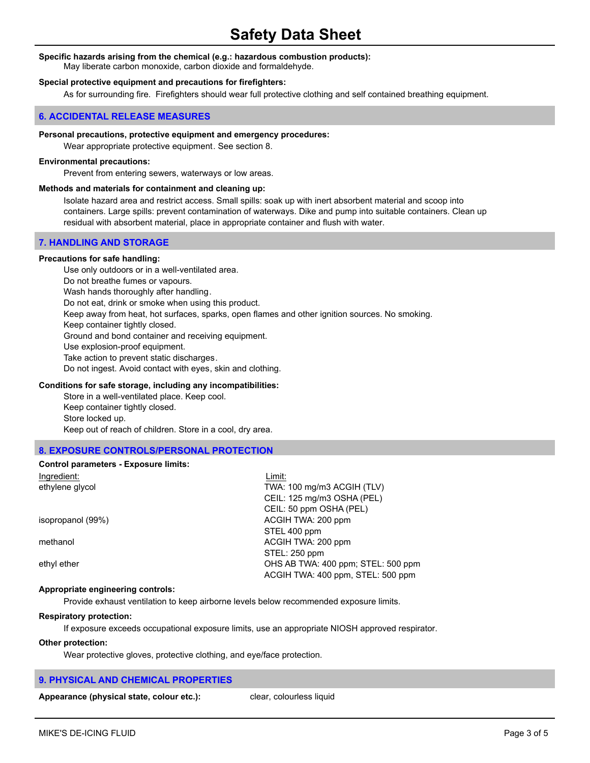**Specific hazards arising from the chemical (e.g.: hazardous combustion products):**

May liberate carbon monoxide, carbon dioxide and formaldehyde.

**Special protective equipment and precautions for firefighters:**

As for surrounding fire. Firefighters should wear full protective clothing and self contained breathing equipment.

## 6. ACCIDENTAL RELEASE MEASURES

**Personal precautions, protective equipment and emergency procedures:**

Wear appropriate protective equipment. See section 8.

**Environmental precautions:**

Prevent from entering sewers, waterways or low areas.

**Methods and materials for containment and cleaning up:**

Isolate hazard area and restrict access. Small spills: soak up with inert absorbent material and scoop into containers. Large spills: prevent contamination of waterways. Dike and pump into suitable containers. Clean up residual with absorbent material, place in appropriate container and flush with water.

## 7. HANDLING AND STORAGE

**Precautions for safe handling:**

Use only outdoors or in a well-ventilated area.
Do not breathe fumes or vapours.
Wash hands thoroughly after handling.
Do not eat, drink or smoke when using this product.
Keep away from heat, hot surfaces, sparks, open flames and other ignition sources. No smoking.
Keep container tightly closed.
Ground and bond container and receiving equipment.
Use explosion-proof equipment.
Take action to prevent static discharges.
Do not ingest. Avoid contact with eyes, skin and clothing.

**Conditions for safe storage, including any incompatibilities:**

Store in a well-ventilated place. Keep cool.
Keep container tightly closed.
Store locked up.
Keep out of reach of children. Store in a cool, dry area.

## 8. EXPOSURE CONTROLS/PERSONAL PROTECTION

**Control parameters - Exposure limits:**

| Ingredient: | Limit: |
| --- | --- |
| ethylene glycol | TWA: 100 mg/m3 ACGIH (TLV)<br>CEIL: 125 mg/m3 OSHA (PEL)<br>CEIL: 50 ppm OSHA (PEL) |
| isopropanol (99%) | ACGIH TWA: 200 ppm<br>STEL 400 ppm |
| methanol | ACGIH TWA: 200 ppm<br>STEL: 250 ppm |
| ethyl ether | OHS AB TWA: 400 ppm; STEL: 500 ppm<br>ACGIH TWA: 400 ppm, STEL: 500 ppm |

**Appropriate engineering controls:**

Provide exhaust ventilation to keep airborne levels below recommended exposure limits.

**Respiratory protection:**

If exposure exceeds occupational exposure limits, use an appropriate NIOSH approved respirator.

**Other protection:**

Wear protective gloves, protective clothing, and eye/face protection.

## 9. PHYSICAL AND CHEMICAL PROPERTIES

**Appearance (physical state, colour etc.):** clear, colourless liquid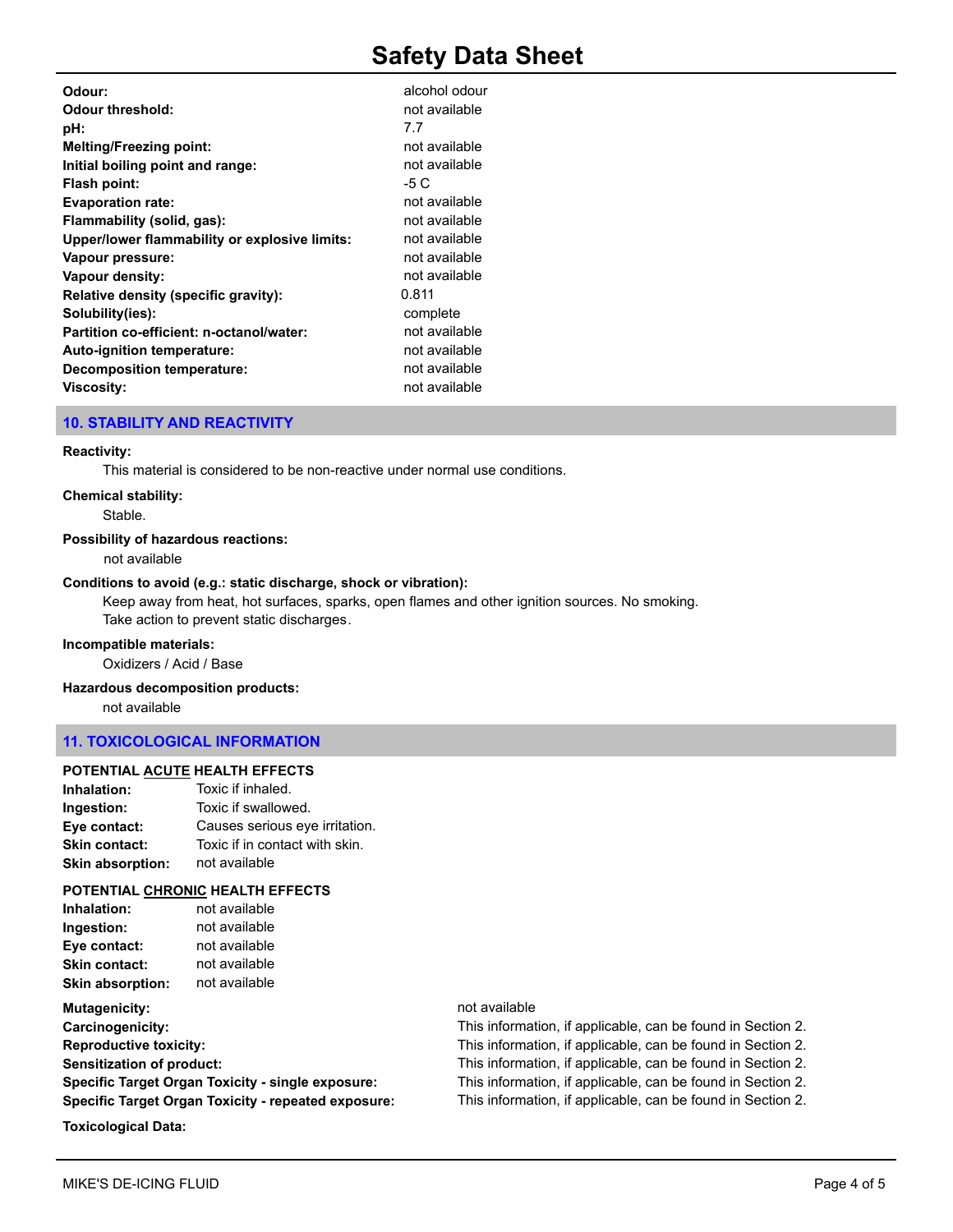| | |
|---|---|
| **Odour:** | alcohol odour |
| **Odour threshold:** | not available |
| **pH:** | 7.7 |
| **Melting/Freezing point:** | not available |
| **Initial boiling point and range:** | not available |
| **Flash point:** | -5 C |
| **Evaporation rate:** | not available |
| **Flammability (solid, gas):** | not available |
| **Upper/lower flammability or explosive limits:** | not available |
| **Vapour pressure:** | not available |
| **Vapour density:** | not available |
| **Relative density (specific gravity):** | 0.811 |
| **Solubility(ies):** | complete |
| **Partition co-efficient: n-octanol/water:** | not available |
| **Auto-ignition temperature:** | not available |
| **Decomposition temperature:** | not available |
| **Viscosity:** | not available |

## 10. STABILITY AND REACTIVITY

**Reactivity:**

This material is considered to be non-reactive under normal use conditions.

**Chemical stability:**

Stable.

**Possibility of hazardous reactions:**

not available

**Conditions to avoid (e.g.: static discharge, shock or vibration):**

Keep away from heat, hot surfaces, sparks, open flames and other ignition sources. No smoking.
Take action to prevent static discharges.

**Incompatible materials:**

Oxidizers / Acid / Base

**Hazardous decomposition products:**

not available

## 11. TOXICOLOGICAL INFORMATION

**POTENTIAL ACUTE HEALTH EFFECTS**

| | |
|---|---|
| **Inhalation:** | Toxic if inhaled. |
| **Ingestion:** | Toxic if swallowed. |
| **Eye contact:** | Causes serious eye irritation. |
| **Skin contact:** | Toxic if in contact with skin. |
| **Skin absorption:** | not available |

**POTENTIAL CHRONIC HEALTH EFFECTS**

| | |
|---|---|
| **Inhalation:** | not available |
| **Ingestion:** | not available |
| **Eye contact:** | not available |
| **Skin contact:** | not available |
| **Skin absorption:** | not available |

| | |
|---|---|
| **Mutagenicity:** | not available |
| **Carcinogenicity:** | This information, if applicable, can be found in Section 2. |
| **Reproductive toxicity:** | This information, if applicable, can be found in Section 2. |
| **Sensitization of product:** | This information, if applicable, can be found in Section 2. |
| **Specific Target Organ Toxicity - single exposure:** | This information, if applicable, can be found in Section 2. |
| **Specific Target Organ Toxicity - repeated exposure:** | This information, if applicable, can be found in Section 2. |

**Toxicological Data:**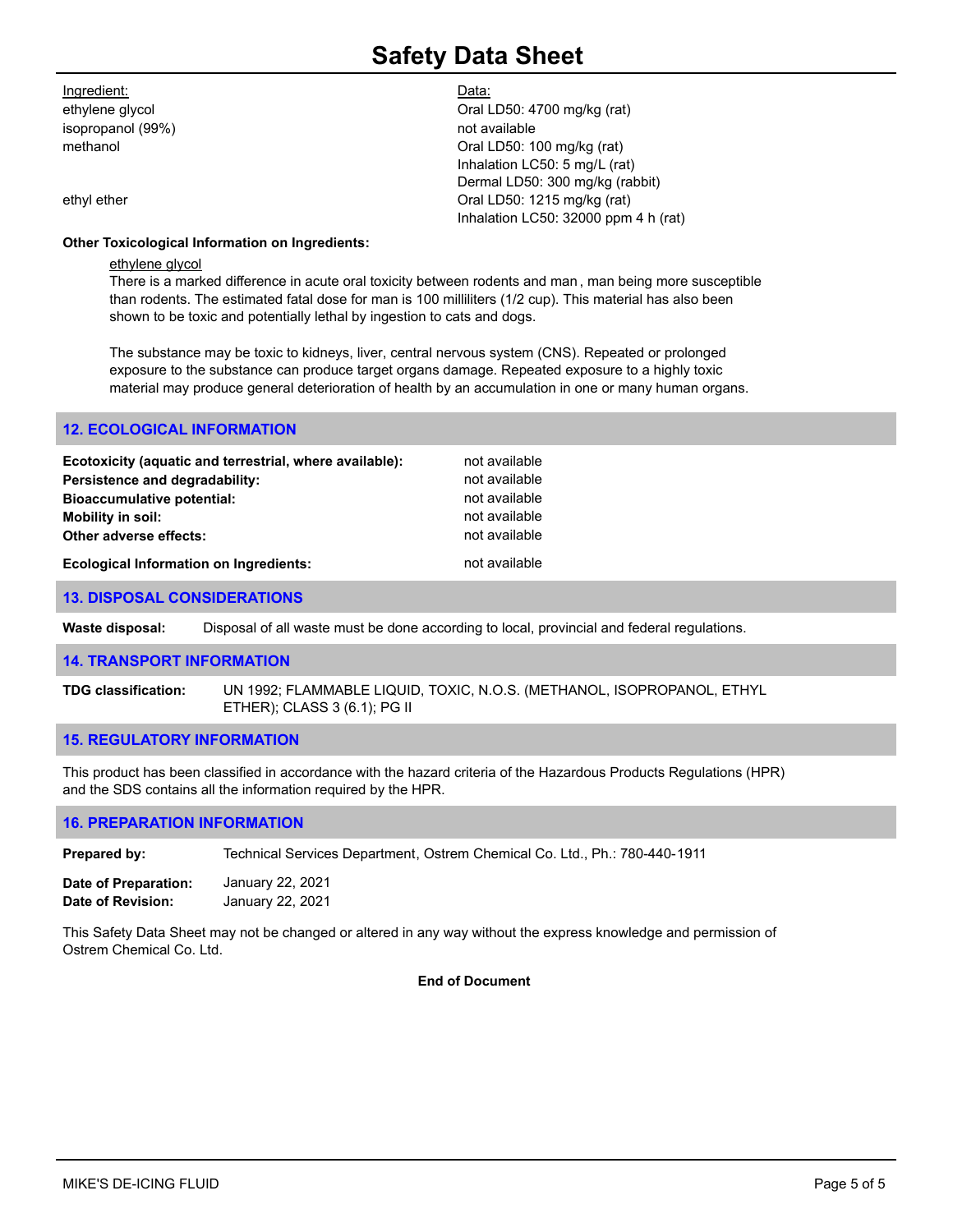| Ingredient: | Data: |
|---|---|
| ethylene glycol | Oral LD50: 4700 mg/kg (rat) |
| isopropanol (99%) | not available |
| methanol | Oral LD50: 100 mg/kg (rat)<br>Inhalation LC50: 5 mg/L (rat)<br>Dermal LD50: 300 mg/kg (rabbit) |
| ethyl ether | Oral LD50: 1215 mg/kg (rat)<br>Inhalation LC50: 32000 ppm 4 h (rat) |

**Other Toxicological Information on Ingredients:**

ethylene glycol

There is a marked difference in acute oral toxicity between rodents and man, man being more susceptible than rodents. The estimated fatal dose for man is 100 milliliters (1/2 cup). This material has also been shown to be toxic and potentially lethal by ingestion to cats and dogs.

The substance may be toxic to kidneys, liver, central nervous system (CNS). Repeated or prolonged exposure to the substance can produce target organs damage. Repeated exposure to a highly toxic material may produce general deterioration of health by an accumulation in one or many human organs.

## 12. ECOLOGICAL INFORMATION

| | |
|---|---|
| **Ecotoxicity (aquatic and terrestrial, where available):** | not available |
| **Persistence and degradability:** | not available |
| **Bioaccumulative potential:** | not available |
| **Mobility in soil:** | not available |
| **Other adverse effects:** | not available |
| **Ecological Information on Ingredients:** | not available |

## 13. DISPOSAL CONSIDERATIONS

**Waste disposal:** Disposal of all waste must be done according to local, provincial and federal regulations.

## 14. TRANSPORT INFORMATION

**TDG classification:** UN 1992; FLAMMABLE LIQUID, TOXIC, N.O.S. (METHANOL, ISOPROPANOL, ETHYL ETHER); CLASS 3 (6.1); PG II

## 15. REGULATORY INFORMATION

This product has been classified in accordance with the hazard criteria of the Hazardous Products Regulations (HPR) and the SDS contains all the information required by the HPR.

## 16. PREPARATION INFORMATION

**Prepared by:** Technical Services Department, Ostrem Chemical Co. Ltd., Ph.: 780-440-1911

**Date of Preparation:** January 22, 2021
**Date of Revision:** January 22, 2021

This Safety Data Sheet may not be changed or altered in any way without the express knowledge and permission of Ostrem Chemical Co. Ltd.

**End of Document**